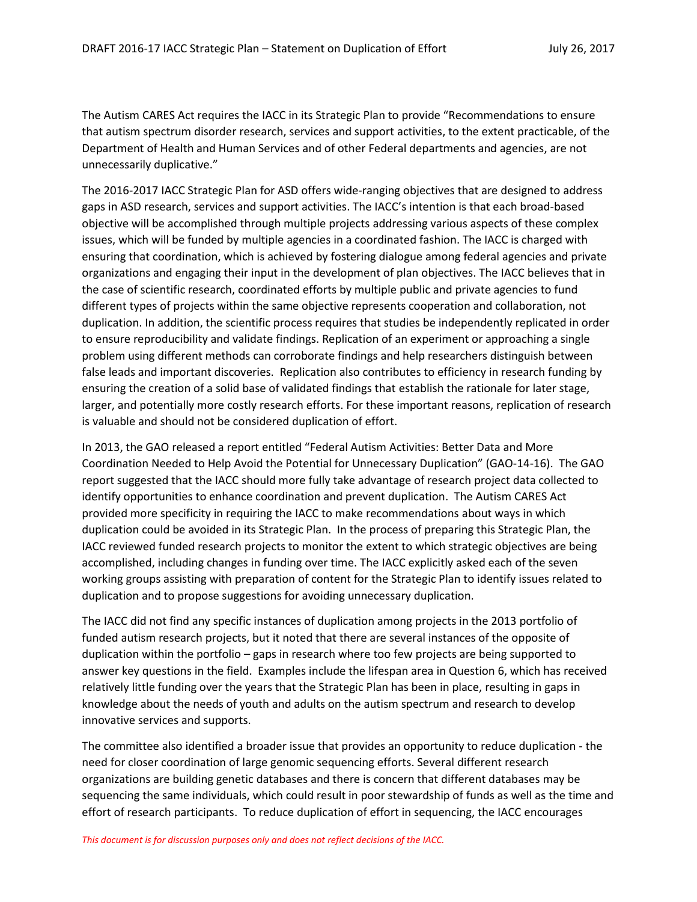The Autism CARES Act requires the IACC in its Strategic Plan to provide "Recommendations to ensure that autism spectrum disorder research, services and support activities, to the extent practicable, of the Department of Health and Human Services and of other Federal departments and agencies, are not unnecessarily duplicative."

The 2016-2017 IACC Strategic Plan for ASD offers wide-ranging objectives that are designed to address gaps in ASD research, services and support activities. The IACC's intention is that each broad-based objective will be accomplished through multiple projects addressing various aspects of these complex issues, which will be funded by multiple agencies in a coordinated fashion. The IACC is charged with ensuring that coordination, which is achieved by fostering dialogue among federal agencies and private organizations and engaging their input in the development of plan objectives. The IACC believes that in the case of scientific research, coordinated efforts by multiple public and private agencies to fund different types of projects within the same objective represents cooperation and collaboration, not duplication. In addition, the scientific process requires that studies be independently replicated in order to ensure reproducibility and validate findings. Replication of an experiment or approaching a single problem using different methods can corroborate findings and help researchers distinguish between false leads and important discoveries. Replication also contributes to efficiency in research funding by ensuring the creation of a solid base of validated findings that establish the rationale for later stage, larger, and potentially more costly research efforts. For these important reasons, replication of research is valuable and should not be considered duplication of effort.

In 2013, the GAO released a report entitled "Federal Autism Activities: Better Data and More Coordination Needed to Help Avoid the Potential for Unnecessary Duplication" (GAO-14-16). The GAO report suggested that the IACC should more fully take advantage of research project data collected to identify opportunities to enhance coordination and prevent duplication. The Autism CARES Act provided more specificity in requiring the IACC to make recommendations about ways in which duplication could be avoided in its Strategic Plan. In the process of preparing this Strategic Plan, the IACC reviewed funded research projects to monitor the extent to which strategic objectives are being accomplished, including changes in funding over time. The IACC explicitly asked each of the seven working groups assisting with preparation of content for the Strategic Plan to identify issues related to duplication and to propose suggestions for avoiding unnecessary duplication.

The IACC did not find any specific instances of duplication among projects in the 2013 portfolio of funded autism research projects, but it noted that there are several instances of the opposite of duplication within the portfolio – gaps in research where too few projects are being supported to answer key questions in the field. Examples include the lifespan area in Question 6, which has received relatively little funding over the years that the Strategic Plan has been in place, resulting in gaps in knowledge about the needs of youth and adults on the autism spectrum and research to develop innovative services and supports.

The committee also identified a broader issue that provides an opportunity to reduce duplication - the need for closer coordination of large genomic sequencing efforts. Several different research organizations are building genetic databases and there is concern that different databases may be sequencing the same individuals, which could result in poor stewardship of funds as well as the time and effort of research participants. To reduce duplication of effort in sequencing, the IACC encourages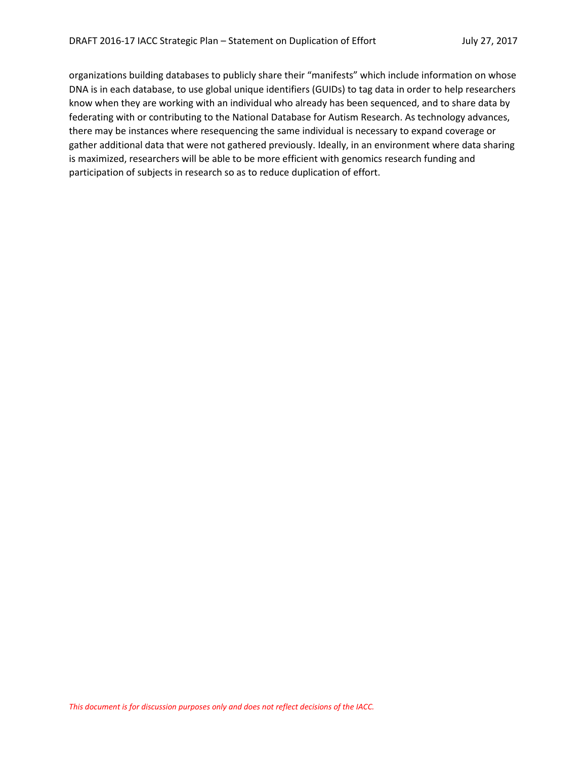organizations building databases to publicly share their "manifests" which include information on whose DNA is in each database, to use global unique identifiers (GUIDs) to tag data in order to help researchers know when they are working with an individual who already has been sequenced, and to share data by federating with or contributing to the National Database for Autism Research. As technology advances, there may be instances where resequencing the same individual is necessary to expand coverage or gather additional data that were not gathered previously. Ideally, in an environment where data sharing is maximized, researchers will be able to be more efficient with genomics research funding and participation of subjects in research so as to reduce duplication of effort.

*This document is for discussion purposes only and does not reflect decisions of the IACC.*